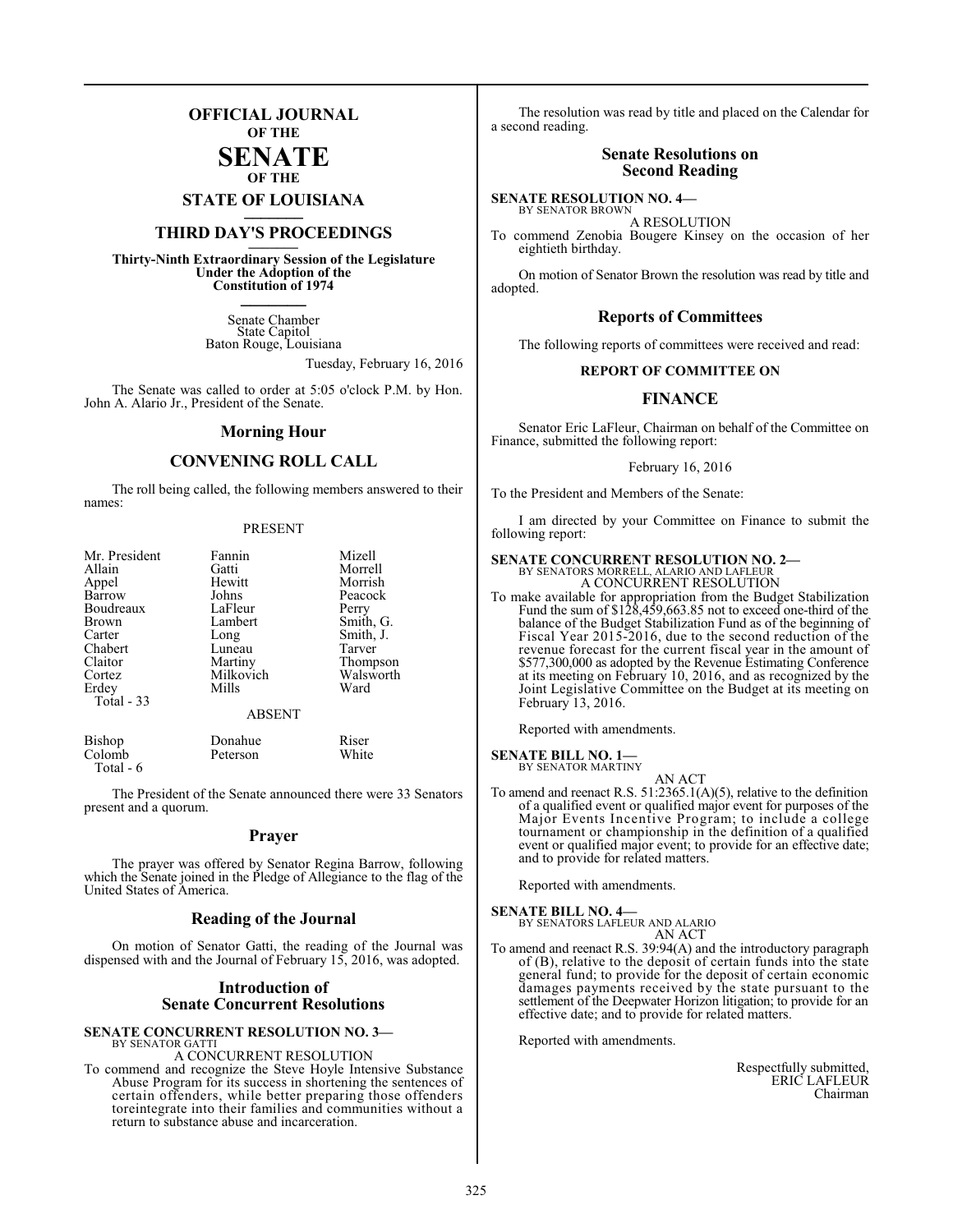# OFFICIAL JOURNAL
## OF THE
# SENATE
## OF THE
# STATE OF LOUISIANA

## THIRD DAY'S PROCEEDINGS

**Thirty-Ninth Extraordinary Session of the Legislature Under the Adoption of the Constitution of 1974**

Senate Chamber
State Capitol
Baton Rouge, Louisiana

Tuesday, February 16, 2016

The Senate was called to order at 5:05 o'clock P.M. by Hon. John A. Alario Jr., President of the Senate.

## Morning Hour

## CONVENING ROLL CALL

The roll being called, the following members answered to their names:

PRESENT

| | | |
|---|---|---|
| Mr. President | Fannin | Mizell |
| Allain | Gatti | Morrell |
| Appel | Hewitt | Morrish |
| Barrow | Johns | Peacock |
| Boudreaux | LaFleur | Perry |
| Brown | Lambert | Smith, G. |
| Carter | Long | Smith, J. |
| Chabert | Luneau | Tarver |
| Claitor | Martiny | Thompson |
| Cortez | Milkovich | Walsworth |
| Erdey | Mills | Ward |
| Total - 33 | | |

ABSENT

| | | |
|---|---|---|
| Bishop | Donahue | Riser |
| Colomb | Peterson | White |
| Total - 6 | | |

The President of the Senate announced there were 33 Senators present and a quorum.

## Prayer

The prayer was offered by Senator Regina Barrow, following which the Senate joined in the Pledge of Allegiance to the flag of the United States of America.

## Reading of the Journal

On motion of Senator Gatti, the reading of the Journal was dispensed with and the Journal of February 15, 2016, was adopted.

## Introduction of Senate Concurrent Resolutions

**SENATE CONCURRENT RESOLUTION NO. 3—**
BY SENATOR GATTI

A CONCURRENT RESOLUTION

To commend and recognize the Steve Hoyle Intensive Substance Abuse Program for its success in shortening the sentences of certain offenders, while better preparing those offenders toreintegrate into their families and communities without a return to substance abuse and incarceration.

The resolution was read by title and placed on the Calendar for a second reading.

## Senate Resolutions on Second Reading

**SENATE RESOLUTION NO. 4—**
BY SENATOR BROWN

A RESOLUTION

To commend Zenobia Bougere Kinsey on the occasion of her eightieth birthday.

On motion of Senator Brown the resolution was read by title and adopted.

## Reports of Committees

The following reports of committees were received and read:

### REPORT OF COMMITTEE ON

## FINANCE

Senator Eric LaFleur, Chairman on behalf of the Committee on Finance, submitted the following report:

February 16, 2016

To the President and Members of the Senate:

I am directed by your Committee on Finance to submit the following report:

**SENATE CONCURRENT RESOLUTION NO. 2—**
BY SENATORS MORRELL, ALARIO AND LAFLEUR

A CONCURRENT RESOLUTION

To make available for appropriation from the Budget Stabilization Fund the sum of $128,459,663.85 not to exceed one-third of the balance of the Budget Stabilization Fund as of the beginning of Fiscal Year 2015-2016, due to the second reduction of the revenue forecast for the current fiscal year in the amount of $577,300,000 as adopted by the Revenue Estimating Conference at its meeting on February 10, 2016, and as recognized by the Joint Legislative Committee on the Budget at its meeting on February 13, 2016.

Reported with amendments.

**SENATE BILL NO. 1—**
BY SENATOR MARTINY

AN ACT

To amend and reenact R.S. 51:2365.1(A)(5), relative to the definition of a qualified event or qualified major event for purposes of the Major Events Incentive Program; to include a college tournament or championship in the definition of a qualified event or qualified major event; to provide for an effective date; and to provide for related matters.

Reported with amendments.

**SENATE BILL NO. 4—**
BY SENATORS LAFLEUR AND ALARIO

AN ACT

To amend and reenact R.S. 39:94(A) and the introductory paragraph of (B), relative to the deposit of certain funds into the state general fund; to provide for the deposit of certain economic damages payments received by the state pursuant to the settlement of the Deepwater Horizon litigation; to provide for an effective date; and to provide for related matters.

Reported with amendments.

Respectfully submitted,
ERIC LAFLEUR
Chairman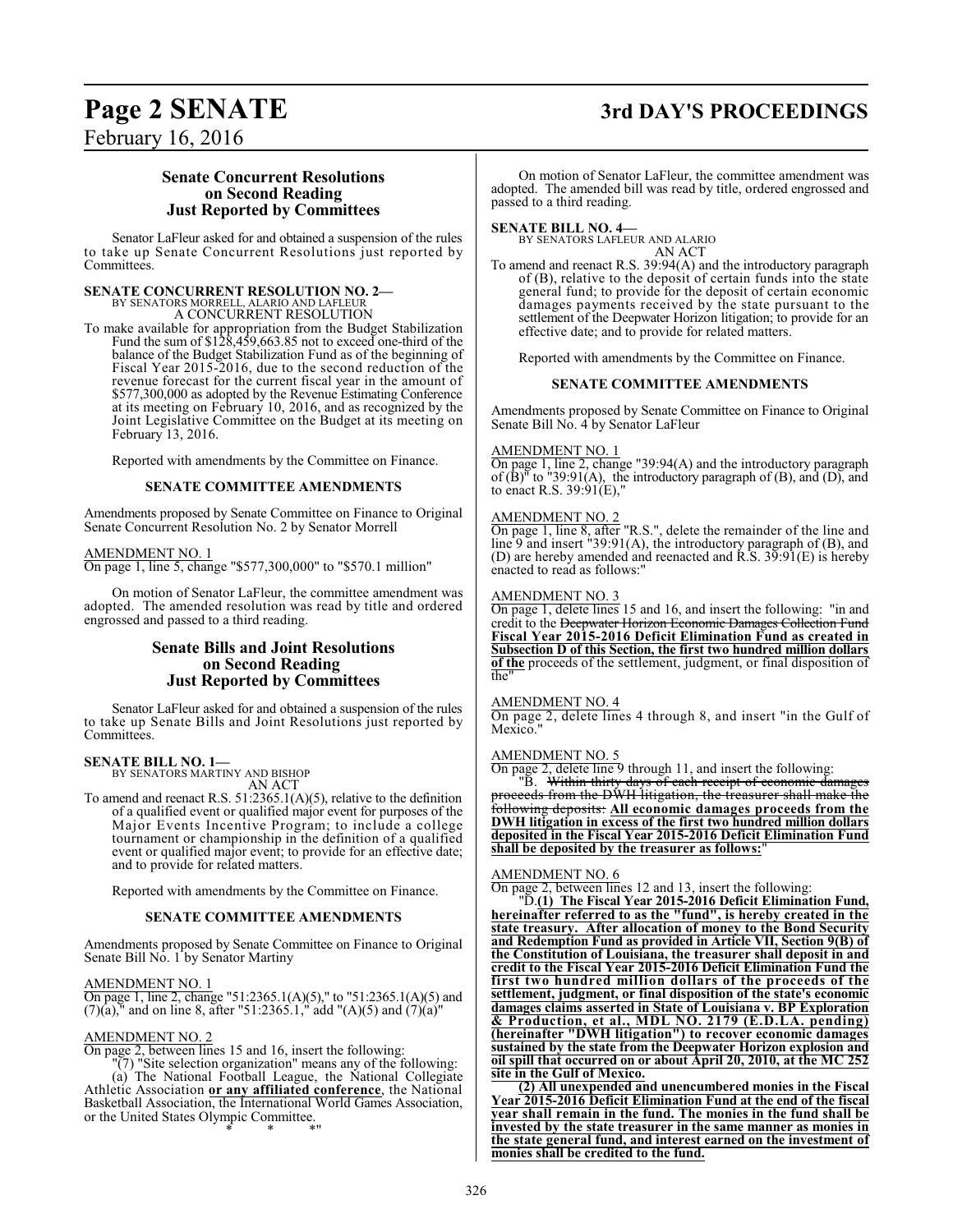### Senate Concurrent Resolutions on Second Reading Just Reported by Committees

Senator LaFleur asked for and obtained a suspension of the rules to take up Senate Concurrent Resolutions just reported by Committees.

**SENATE CONCURRENT RESOLUTION NO. 2—**
BY SENATORS MORRELL, ALARIO AND LAFLEUR
A CONCURRENT RESOLUTION

To make available for appropriation from the Budget Stabilization Fund the sum of $128,459,663.85 not to exceed one-third of the balance of the Budget Stabilization Fund as of the beginning of Fiscal Year 2015-2016, due to the second reduction of the revenue forecast for the current fiscal year in the amount of $577,300,000 as adopted by the Revenue Estimating Conference at its meeting on February 10, 2016, and as recognized by the Joint Legislative Committee on the Budget at its meeting on February 13, 2016.

Reported with amendments by the Committee on Finance.

**SENATE COMMITTEE AMENDMENTS**

Amendments proposed by Senate Committee on Finance to Original Senate Concurrent Resolution No. 2 by Senator Morrell

AMENDMENT NO. 1
On page 1, line 5, change "$577,300,000" to "$570.1 million"

On motion of Senator LaFleur, the committee amendment was adopted. The amended resolution was read by title and ordered engrossed and passed to a third reading.

### Senate Bills and Joint Resolutions on Second Reading Just Reported by Committees

Senator LaFleur asked for and obtained a suspension of the rules to take up Senate Bills and Joint Resolutions just reported by Committees.

**SENATE BILL NO. 1—**
BY SENATORS MARTINY AND BISHOP
AN ACT

To amend and reenact R.S. 51:2365.1(A)(5), relative to the definition of a qualified event or qualified major event for purposes of the Major Events Incentive Program; to include a college tournament or championship in the definition of a qualified event or qualified major event; to provide for an effective date; and to provide for related matters.

Reported with amendments by the Committee on Finance.

**SENATE COMMITTEE AMENDMENTS**

Amendments proposed by Senate Committee on Finance to Original Senate Bill No. 1 by Senator Martiny

AMENDMENT NO. 1
On page 1, line 2, change "51:2365.1(A)(5)," to "51:2365.1(A)(5) and (7)(a)," and on line 8, after "51:2365.1," add "(A)(5) and (7)(a)"

AMENDMENT NO. 2
On page 2, between lines 15 and 16, insert the following:

"(7) "Site selection organization" means any of the following:

(a) The National Football League, the National Collegiate Athletic Association **or any affiliated conference**, the National Basketball Association, the International World Games Association, or the United States Olympic Committee.

\* \* \*"

On motion of Senator LaFleur, the committee amendment was adopted. The amended bill was read by title, ordered engrossed and passed to a third reading.

**SENATE BILL NO. 4—**
BY SENATORS LAFLEUR AND ALARIO
AN ACT

To amend and reenact R.S. 39:94(A) and the introductory paragraph of (B), relative to the deposit of certain funds into the state general fund; to provide for the deposit of certain economic damages payments received by the state pursuant to the settlement of the Deepwater Horizon litigation; to provide for an effective date; and to provide for related matters.

Reported with amendments by the Committee on Finance.

**SENATE COMMITTEE AMENDMENTS**

Amendments proposed by Senate Committee on Finance to Original Senate Bill No. 4 by Senator LaFleur

AMENDMENT NO. 1
On page 1, line 2, change "39:94(A) and the introductory paragraph of (B)" to "39:91(A), the introductory paragraph of (B), and (D), and to enact R.S. 39:91(E),"

AMENDMENT NO. 2
On page 1, line 8, after "R.S.", delete the remainder of the line and line 9 and insert "39:91(A), the introductory paragraph of (B), and (D) are hereby amended and reenacted and R.S. 39:91(E) is hereby enacted to read as follows:"

AMENDMENT NO. 3
On page 1, delete lines 15 and 16, and insert the following: "in and credit to the ~~Deepwater Horizon Economic Damages Collection Fund~~ **Fiscal Year 2015-2016 Deficit Elimination Fund as created in Subsection D of this Section, the first two hundred million dollars of the** proceeds of the settlement, judgment, or final disposition of the"

AMENDMENT NO. 4
On page 2, delete lines 4 through 8, and insert "in the Gulf of Mexico."

AMENDMENT NO. 5
On page 2, delete line 9 through 11, and insert the following:

"B. ~~Within thirty days of each receipt of economic damages proceeds from the DWH litigation, the treasurer shall make the following deposits:~~ **All economic damages proceeds from the DWH litigation in excess of the first two hundred million dollars deposited in the Fiscal Year 2015-2016 Deficit Elimination Fund shall be deposited by the treasurer as follows:**"

AMENDMENT NO. 6
On page 2, between lines 12 and 13, insert the following:

"D.**(1) The Fiscal Year 2015-2016 Deficit Elimination Fund, hereinafter referred to as the "fund", is hereby created in the state treasury. After allocation of money to the Bond Security and Redemption Fund as provided in Article VII, Section 9(B) of the Constitution of Louisiana, the treasurer shall deposit in and credit to the Fiscal Year 2015-2016 Deficit Elimination Fund the first two hundred million dollars of the proceeds of the settlement, judgment, or final disposition of the state's economic damages claims asserted in State of Louisiana v. BP Exploration & Production, et al., MDL NO. 2179 (E.D.LA. pending) (hereinafter "DWH litigation") to recover economic damages sustained by the state from the Deepwater Horizon explosion and oil spill that occurred on or about April 20, 2010, at the MC 252 site in the Gulf of Mexico.**

**(2) All unexpended and unencumbered monies in the Fiscal Year 2015-2016 Deficit Elimination Fund at the end of the fiscal year shall remain in the fund. The monies in the fund shall be invested by the state treasurer in the same manner as monies in the state general fund, and interest earned on the investment of monies shall be credited to the fund.**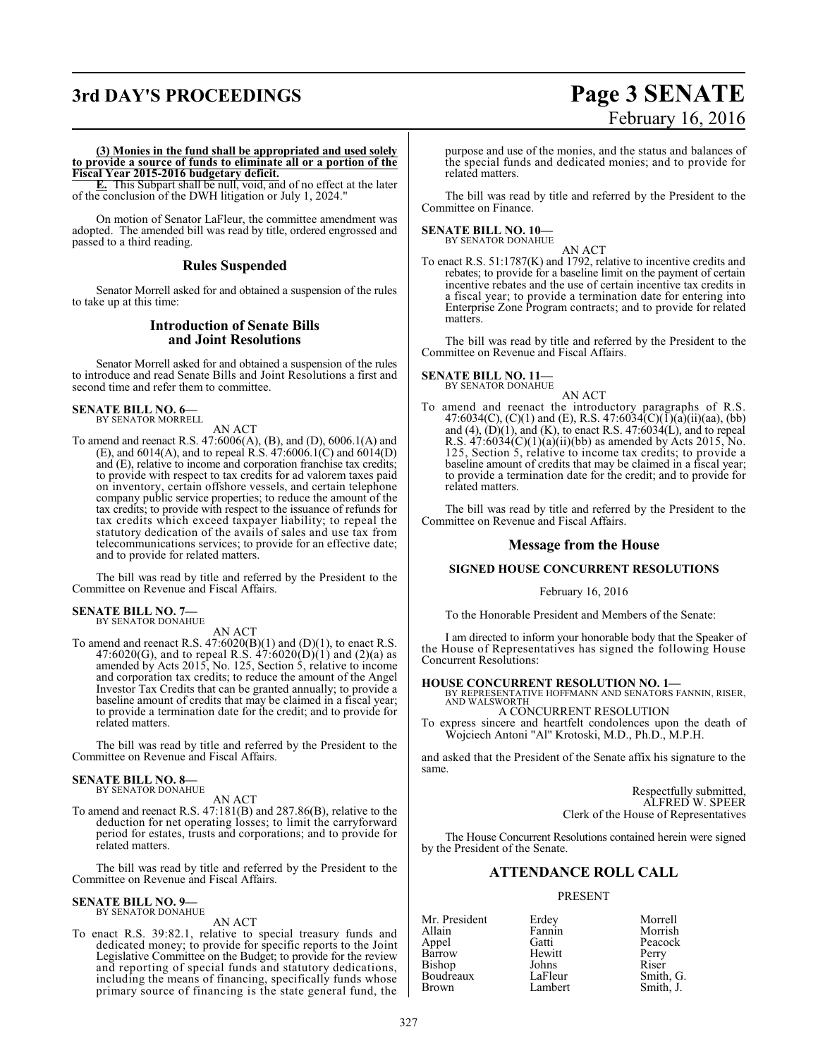**(3) Monies in the fund shall be appropriated and used solely to provide a source of funds to eliminate all or a portion of the Fiscal Year 2015-2016 budgetary deficit.**

**E.** This Subpart shall be null, void, and of no effect at the later of the conclusion of the DWH litigation or July 1, 2024."

On motion of Senator LaFleur, the committee amendment was adopted. The amended bill was read by title, ordered engrossed and passed to a third reading.

## Rules Suspended

Senator Morrell asked for and obtained a suspension of the rules to take up at this time:

## Introduction of Senate Bills and Joint Resolutions

Senator Morrell asked for and obtained a suspension of the rules to introduce and read Senate Bills and Joint Resolutions a first and second time and refer them to committee.

**SENATE BILL NO. 6—**
BY SENATOR MORRELL

AN ACT

To amend and reenact R.S. 47:6006(A), (B), and (D), 6006.1(A) and (E), and 6014(A), and to repeal R.S. 47:6006.1(C) and 6014(D) and (E), relative to income and corporation franchise tax credits; to provide with respect to tax credits for ad valorem taxes paid on inventory, certain offshore vessels, and certain telephone company public service properties; to reduce the amount of the tax credits; to provide with respect to the issuance of refunds for tax credits which exceed taxpayer liability; to repeal the statutory dedication of the avails of sales and use tax from telecommunications services; to provide for an effective date; and to provide for related matters.

The bill was read by title and referred by the President to the Committee on Revenue and Fiscal Affairs.

**SENATE BILL NO. 7—**
BY SENATOR DONAHUE

AN ACT

To amend and reenact R.S. 47:6020(B)(1) and (D)(1), to enact R.S. 47:6020(G), and to repeal R.S. 47:6020(D)(1) and (2)(a) as amended by Acts 2015, No. 125, Section 5, relative to income and corporation tax credits; to reduce the amount of the Angel Investor Tax Credits that can be granted annually; to provide a baseline amount of credits that may be claimed in a fiscal year; to provide a termination date for the credit; and to provide for related matters.

The bill was read by title and referred by the President to the Committee on Revenue and Fiscal Affairs.

**SENATE BILL NO. 8—**
BY SENATOR DONAHUE

AN ACT

To amend and reenact R.S. 47:181(B) and 287.86(B), relative to the deduction for net operating losses; to limit the carryforward period for estates, trusts and corporations; and to provide for related matters.

The bill was read by title and referred by the President to the Committee on Revenue and Fiscal Affairs.

**SENATE BILL NO. 9—**
BY SENATOR DONAHUE

AN ACT

To enact R.S. 39:82.1, relative to special treasury funds and dedicated money; to provide for specific reports to the Joint Legislative Committee on the Budget; to provide for the review and reporting of special funds and statutory dedications, including the means of financing, specifically funds whose primary source of financing is the state general fund, the purpose and use of the monies, and the status and balances of the special funds and dedicated monies; and to provide for related matters.

The bill was read by title and referred by the President to the Committee on Finance.

**SENATE BILL NO. 10—**
BY SENATOR DONAHUE

AN ACT

To enact R.S. 51:1787(K) and 1792, relative to incentive credits and rebates; to provide for a baseline limit on the payment of certain incentive rebates and the use of certain incentive tax credits in a fiscal year; to provide a termination date for entering into Enterprise Zone Program contracts; and to provide for related matters.

The bill was read by title and referred by the President to the Committee on Revenue and Fiscal Affairs.

**SENATE BILL NO. 11—**
BY SENATOR DONAHUE

AN ACT

To amend and reenact the introductory paragraphs of R.S. 47:6034(C), (C)(1) and (E), R.S. 47:6034(C)(1)(a)(ii)(aa), (bb) and (4), (D)(1), and (K), to enact R.S. 47:6034(L), and to repeal R.S. 47:6034(C)(1)(a)(ii)(bb) as amended by Acts 2015, No. 125, Section 5, relative to income tax credits; to provide a baseline amount of credits that may be claimed in a fiscal year; to provide a termination date for the credit; and to provide for related matters.

The bill was read by title and referred by the President to the Committee on Revenue and Fiscal Affairs.

## Message from the House

### SIGNED HOUSE CONCURRENT RESOLUTIONS

February 16, 2016

To the Honorable President and Members of the Senate:

I am directed to inform your honorable body that the Speaker of the House of Representatives has signed the following House Concurrent Resolutions:

**HOUSE CONCURRENT RESOLUTION NO. 1—**
BY REPRESENTATIVE HOFFMANN AND SENATORS FANNIN, RISER, AND WALSWORTH

A CONCURRENT RESOLUTION

To express sincere and heartfelt condolences upon the death of Wojciech Antoni "Al" Krotoski, M.D., Ph.D., M.P.H.

and asked that the President of the Senate affix his signature to the same.

Respectfully submitted,
ALFRED W. SPEER
Clerk of the House of Representatives

The House Concurrent Resolutions contained herein were signed by the President of the Senate.

## ATTENDANCE ROLL CALL

PRESENT

| | | |
|---|---|---|
| Mr. President | Erdey | Morrell |
| Allain | Fannin | Morrish |
| Appel | Gatti | Peacock |
| Barrow | Hewitt | Perry |
| Bishop | Johns | Riser |
| Boudreaux | LaFleur | Smith, G. |
| Brown | Lambert | Smith, J. |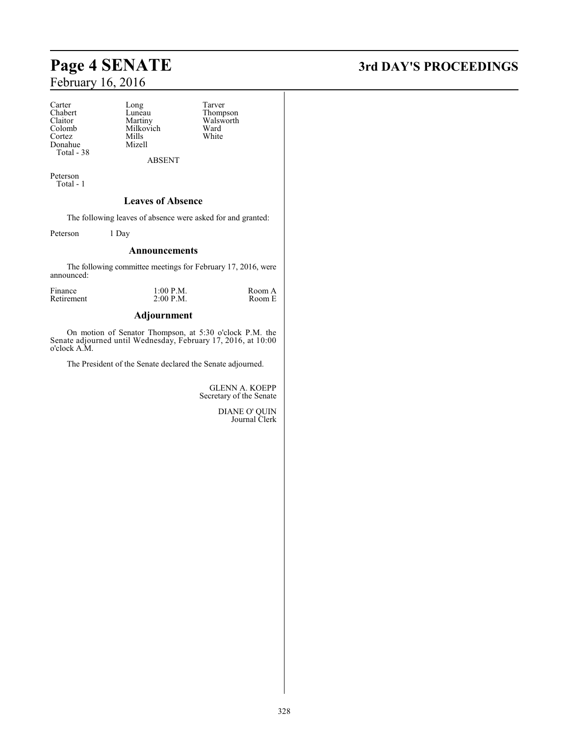| | | |
|---|---|---|
| Carter | Long | Tarver |
| Chabert | Luneau | Thompson |
| Claitor | Martiny | Walsworth |
| Colomb | Milkovich | Ward |
| Cortez | Mills | White |
| Donahue | Mizell | |

Total - 38

ABSENT

Peterson

Total - 1

## Leaves of Absence

The following leaves of absence were asked for and granted:

Peterson 1 Day

## Announcements

The following committee meetings for February 17, 2016, were announced:

| | | |
|---|---|---|
| Finance | 1:00 P.M. | Room A |
| Retirement | 2:00 P.M. | Room E |

## Adjournment

On motion of Senator Thompson, at 5:30 o'clock P.M. the Senate adjourned until Wednesday, February 17, 2016, at 10:00 o'clock A.M.

The President of the Senate declared the Senate adjourned.

GLENN A. KOEPP
Secretary of the Senate

DIANE O' QUIN
Journal Clerk